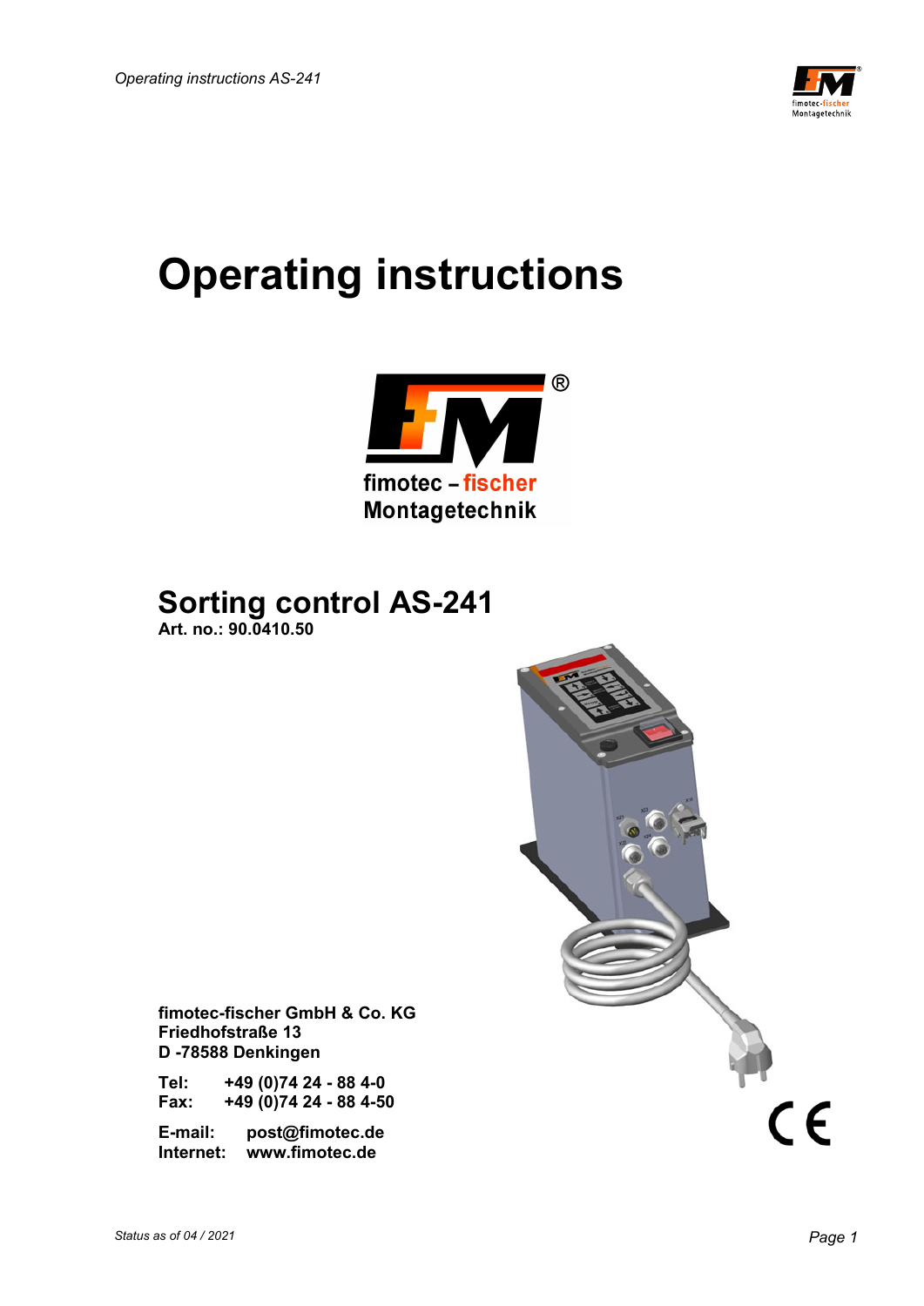# Operating instructions

fimotec – fischer
Montagetechnik

## Sorting control AS-241

**Art. no.: 90.0410.50**

**fimotec-fischer GmbH & Co. KG**
**Friedhofstraße 13**
**D -78588 Denkingen**

**Tel:** **+49 (0)74 24 - 88 4-0**
**Fax:** **+49 (0)74 24 - 88 4-50**

**E-mail:** **post@fimotec.de**
**Internet:** **www.fimotec.de**

*Status as of 04 / 2021*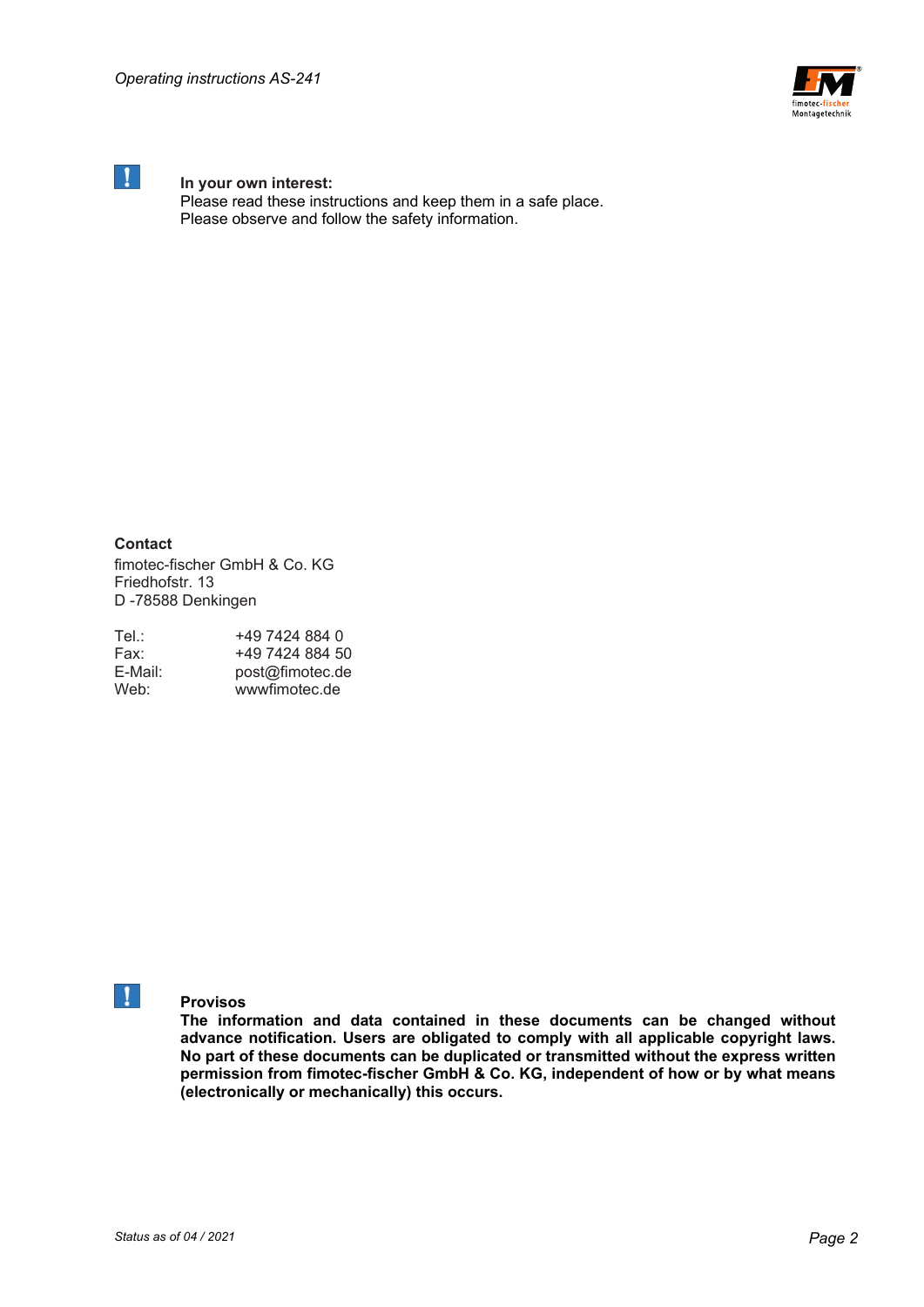**In your own interest:**
Please read these instructions and keep them in a safe place.
Please observe and follow the safety information.

**Contact**
fimotec-fischer GmbH & Co. KG
Friedhofstr. 13
D -78588 Denkingen

| | |
|---|---|
| Tel.: | +49 7424 884 0 |
| Fax: | +49 7424 884 50 |
| E-Mail: | post@fimotec.de |
| Web: | wwwfimotec.de |

**Provisos**
**The information and data contained in these documents can be changed without advance notification. Users are obligated to comply with all applicable copyright laws. No part of these documents can be duplicated or transmitted without the express written permission from fimotec-fischer GmbH & Co. KG, independent of how or by what means (electronically or mechanically) this occurs.**

*Status as of 04 / 2021*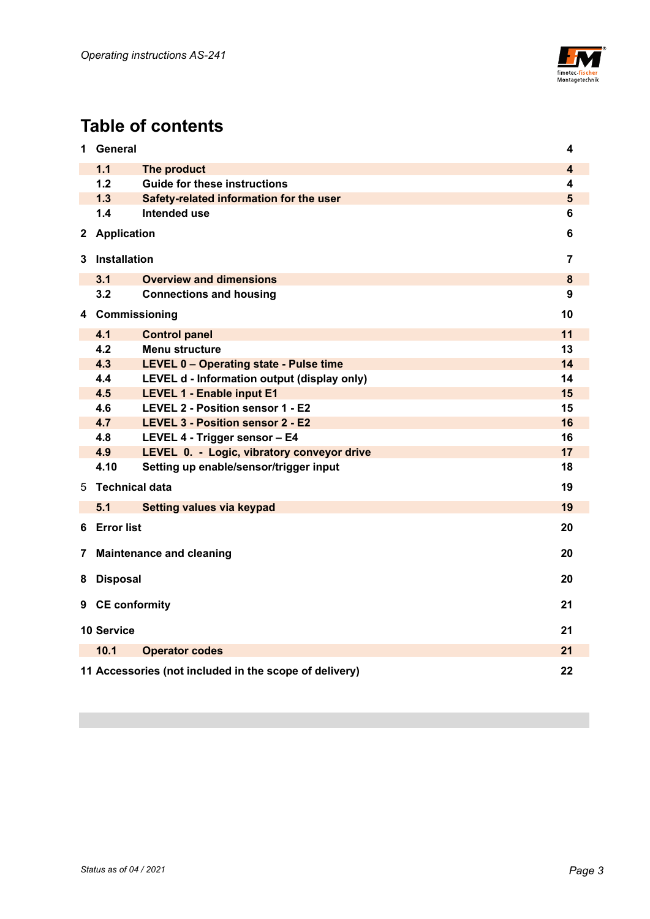# Table of contents

| | | |
|---|---|---|
| **1 General** | | **4** |
| **1.1** | **The product** | **4** |
| **1.2** | **Guide for these instructions** | **4** |
| **1.3** | **Safety-related information for the user** | **5** |
| **1.4** | **Intended use** | **6** |
| **2 Application** | | **6** |
| **3 Installation** | | **7** |
| **3.1** | **Overview and dimensions** | **8** |
| **3.2** | **Connections and housing** | **9** |
| **4 Commissioning** | | **10** |
| **4.1** | **Control panel** | **11** |
| **4.2** | **Menu structure** | **13** |
| **4.3** | **LEVEL 0 – Operating state - Pulse time** | **14** |
| **4.4** | **LEVEL d - Information output (display only)** | **14** |
| **4.5** | **LEVEL 1 - Enable input E1** | **15** |
| **4.6** | **LEVEL 2 - Position sensor 1 - E2** | **15** |
| **4.7** | **LEVEL 3 - Position sensor 2 - E2** | **16** |
| **4.8** | **LEVEL 4 - Trigger sensor – E4** | **16** |
| **4.9** | **LEVEL 0. - Logic, vibratory conveyor drive** | **17** |
| **4.10** | **Setting up enable/sensor/trigger input** | **18** |
| 5 **Technical data** | | **19** |
| **5.1** | **Setting values via keypad** | **19** |
| **6 Error list** | | **20** |
| **7 Maintenance and cleaning** | | **20** |
| **8 Disposal** | | **20** |
| **9 CE conformity** | | **21** |
| **10 Service** | | **21** |
| **10.1** | **Operator codes** | **21** |
| **11 Accessories (not included in the scope of delivery)** | | **22** |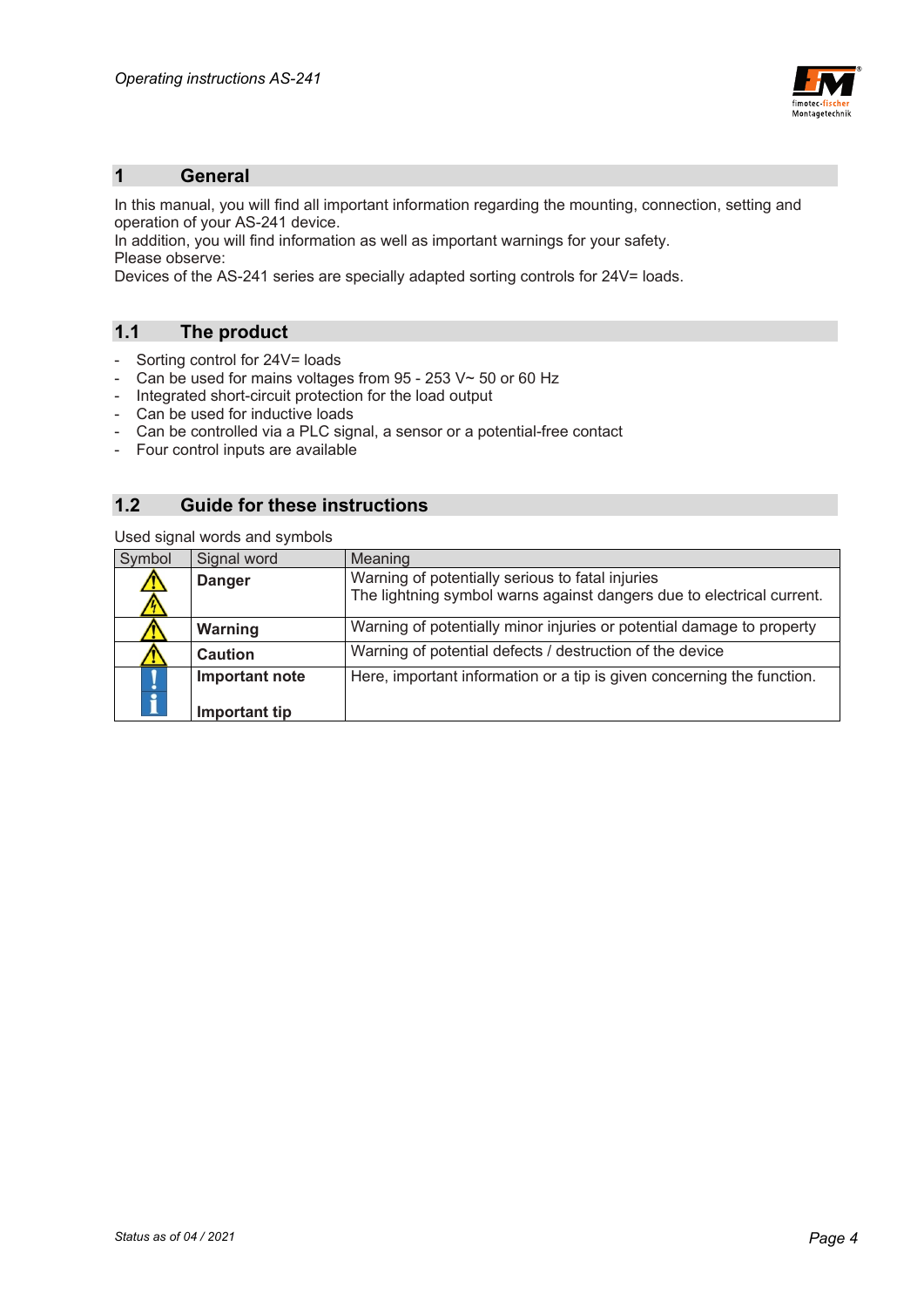# 1 General

In this manual, you will find all important information regarding the mounting, connection, setting and operation of your AS-241 device.
In addition, you will find information as well as important warnings for your safety.
Please observe:
Devices of the AS-241 series are specially adapted sorting controls for 24V= loads.

## 1.1 The product

- Sorting control for 24V= loads
- Can be used for mains voltages from 95 - 253 V~ 50 or 60 Hz
- Integrated short-circuit protection for the load output
- Can be used for inductive loads
- Can be controlled via a PLC signal, a sensor or a potential-free contact
- Four control inputs are available

## 1.2 Guide for these instructions

Used signal words and symbols

| Symbol | Signal word | Meaning |
|---|---|---|
| ⚠ ⚡ | **Danger** | Warning of potentially serious to fatal injuries<br>The lightning symbol warns against dangers due to electrical current. |
| ⚠ | **Warning** | Warning of potentially minor injuries or potential damage to property |
| ⚠ | **Caution** | Warning of potential defects / destruction of the device |
| ! i | **Important note**<br><br>**Important tip** | Here, important information or a tip is given concerning the function. |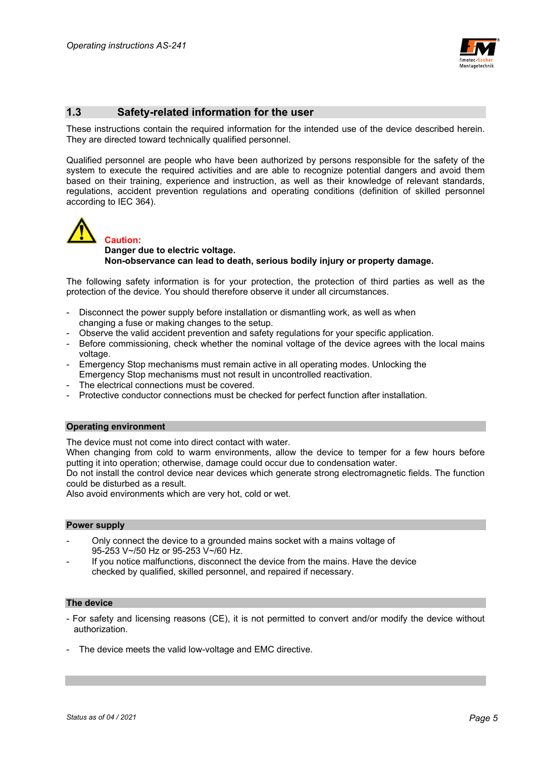## 1.3 Safety-related information for the user

These instructions contain the required information for the intended use of the device described herein. They are directed toward technically qualified personnel.

Qualified personnel are people who have been authorized by persons responsible for the safety of the system to execute the required activities and are able to recognize potential dangers and avoid them based on their training, experience and instruction, as well as their knowledge of relevant standards, regulations, accident prevention regulations and operating conditions (definition of skilled personnel according to IEC 364).

**Caution:**
**Danger due to electric voltage.**
**Non-observance can lead to death, serious bodily injury or property damage.**

The following safety information is for your protection, the protection of third parties as well as the protection of the device. You should therefore observe it under all circumstances.

- Disconnect the power supply before installation or dismantling work, as well as when changing a fuse or making changes to the setup.
- Observe the valid accident prevention and safety regulations for your specific application.
- Before commissioning, check whether the nominal voltage of the device agrees with the local mains voltage.
- Emergency Stop mechanisms must remain active in all operating modes. Unlocking the Emergency Stop mechanisms must not result in uncontrolled reactivation.
- The electrical connections must be covered.
- Protective conductor connections must be checked for perfect function after installation.

### Operating environment

The device must not come into direct contact with water.
When changing from cold to warm environments, allow the device to temper for a few hours before putting it into operation; otherwise, damage could occur due to condensation water.
Do not install the control device near devices which generate strong electromagnetic fields. The function could be disturbed as a result.
Also avoid environments which are very hot, cold or wet.

### Power supply

- Only connect the device to a grounded mains socket with a mains voltage of 95-253 V~/50 Hz or 95-253 V~/60 Hz.
- If you notice malfunctions, disconnect the device from the mains. Have the device checked by qualified, skilled personnel, and repaired if necessary.

### The device

- For safety and licensing reasons (CE), it is not permitted to convert and/or modify the device without authorization.
- The device meets the valid low-voltage and EMC directive.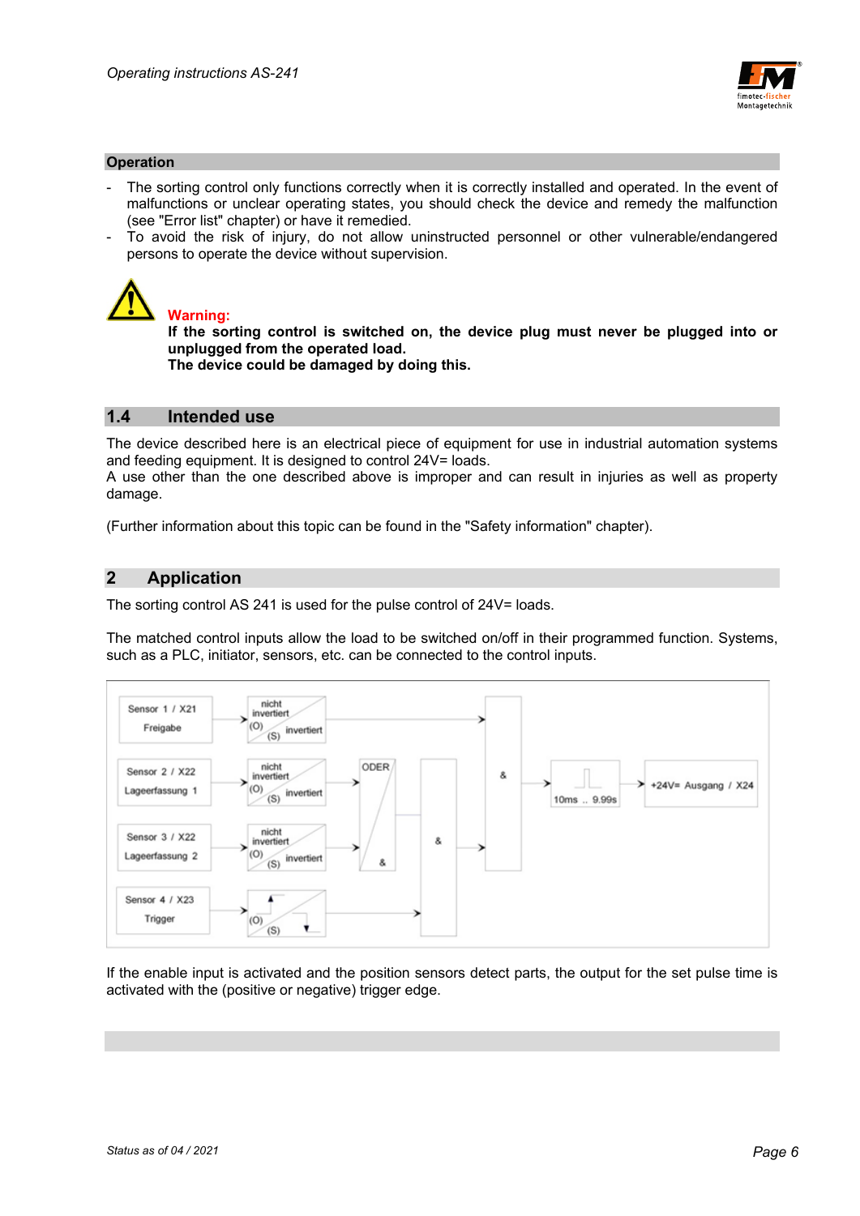### Operation

- The sorting control only functions correctly when it is correctly installed and operated. In the event of malfunctions or unclear operating states, you should check the device and remedy the malfunction (see "Error list" chapter) or have it remedied.
- To avoid the risk of injury, do not allow uninstructed personnel or other vulnerable/endangered persons to operate the device without supervision.

**Warning:**
**If the sorting control is switched on, the device plug must never be plugged into or unplugged from the operated load.**
**The device could be damaged by doing this.**

## 1.4 Intended use

The device described here is an electrical piece of equipment for use in industrial automation systems and feeding equipment. It is designed to control 24V= loads.
A use other than the one described above is improper and can result in injuries as well as property damage.

(Further information about this topic can be found in the "Safety information" chapter).

# 2 Application

The sorting control AS 241 is used for the pulse control of 24V= loads.

The matched control inputs allow the load to be switched on/off in their programmed function. Systems, such as a PLC, initiator, sensors, etc. can be connected to the control inputs.

Sensor 1 / X21 Freigabe — nicht invertiert (O) / (S) invertiert
Sensor 2 / X22 Lageerfassung 1 — nicht invertiert (O) / (S) invertiert — ODER &
Sensor 3 / X22 Lageerfassung 2 — nicht invertiert (O) / (S) invertiert
Sensor 4 / X23 Trigger — (O) / (S)
& — & — 10ms .. 9.99s — +24V= Ausgang / X24

If the enable input is activated and the position sensors detect parts, the output for the set pulse time is activated with the (positive or negative) trigger edge.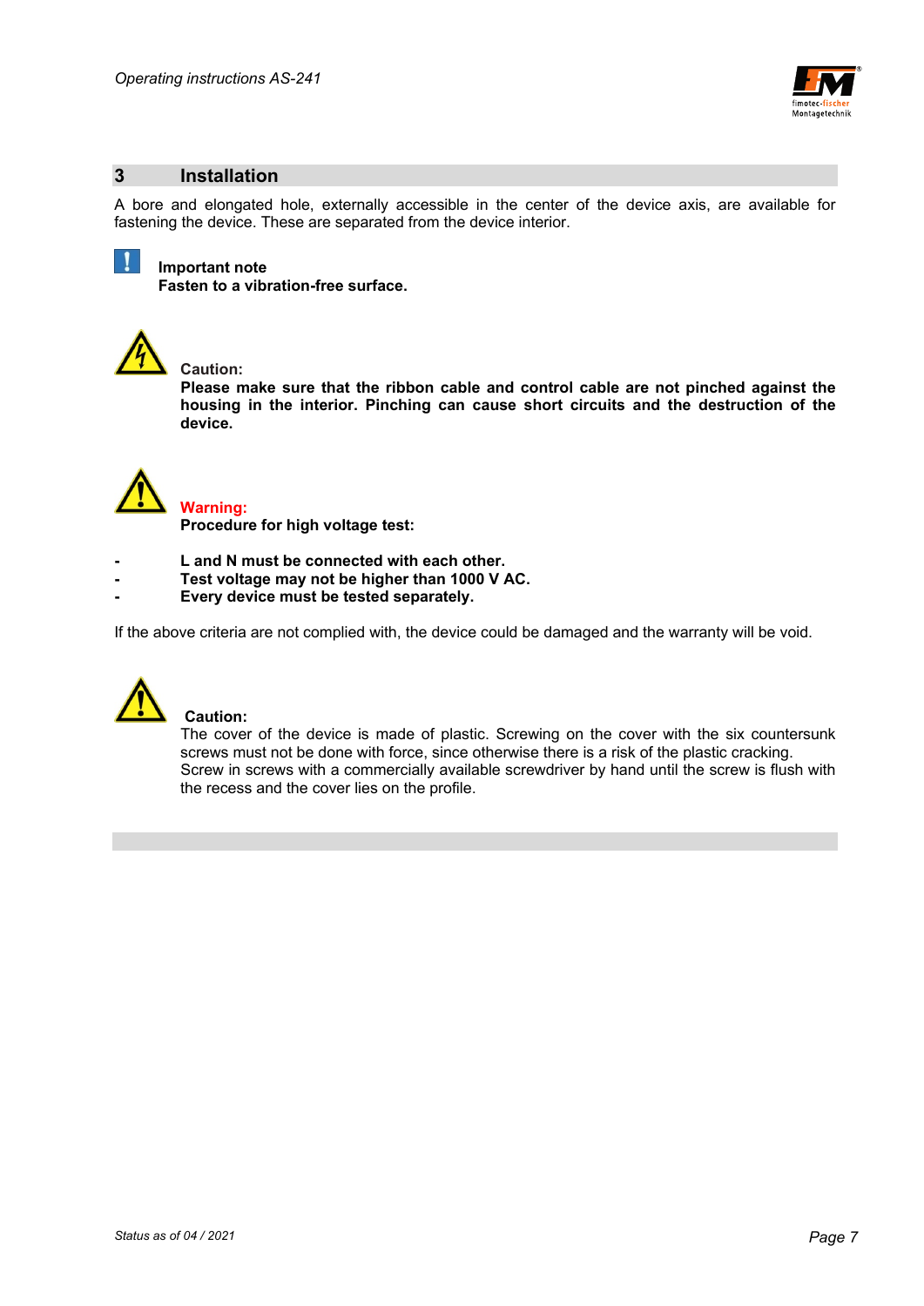## 3 Installation

A bore and elongated hole, externally accessible in the center of the device axis, are available for fastening the device. These are separated from the device interior.

**Important note**
**Fasten to a vibration-free surface.**

**Caution:**
**Please make sure that the ribbon cable and control cable are not pinched against the housing in the interior. Pinching can cause short circuits and the destruction of the device.**

**Warning:**
**Procedure for high voltage test:**

- **L and N must be connected with each other.**
- **Test voltage may not be higher than 1000 V AC.**
- **Every device must be tested separately.**

If the above criteria are not complied with, the device could be damaged and the warranty will be void.

**Caution:**
The cover of the device is made of plastic. Screwing on the cover with the six countersunk screws must not be done with force, since otherwise there is a risk of the plastic cracking.
Screw in screws with a commercially available screwdriver by hand until the screw is flush with the recess and the cover lies on the profile.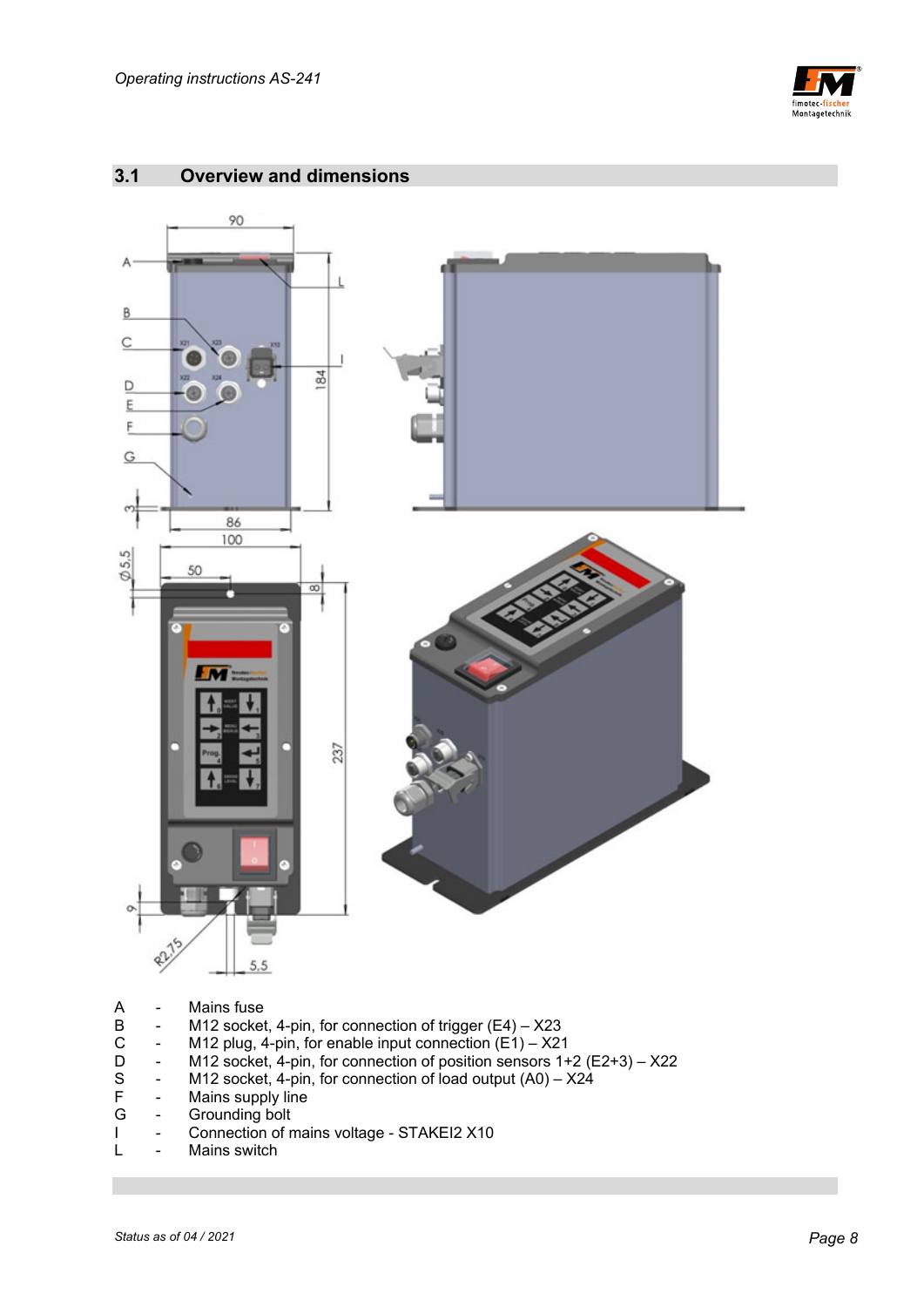## 3.1 Overview and dimensions

A - Mains fuse
B - M12 socket, 4-pin, for connection of trigger (E4) – X23
C - M12 plug, 4-pin, for enable input connection (E1) – X21
D - M12 socket, 4-pin, for connection of position sensors 1+2 (E2+3) – X22
S - M12 socket, 4-pin, for connection of load output (A0) – X24
F - Mains supply line
G - Grounding bolt
I - Connection of mains voltage - STAKEI2 X10
L - Mains switch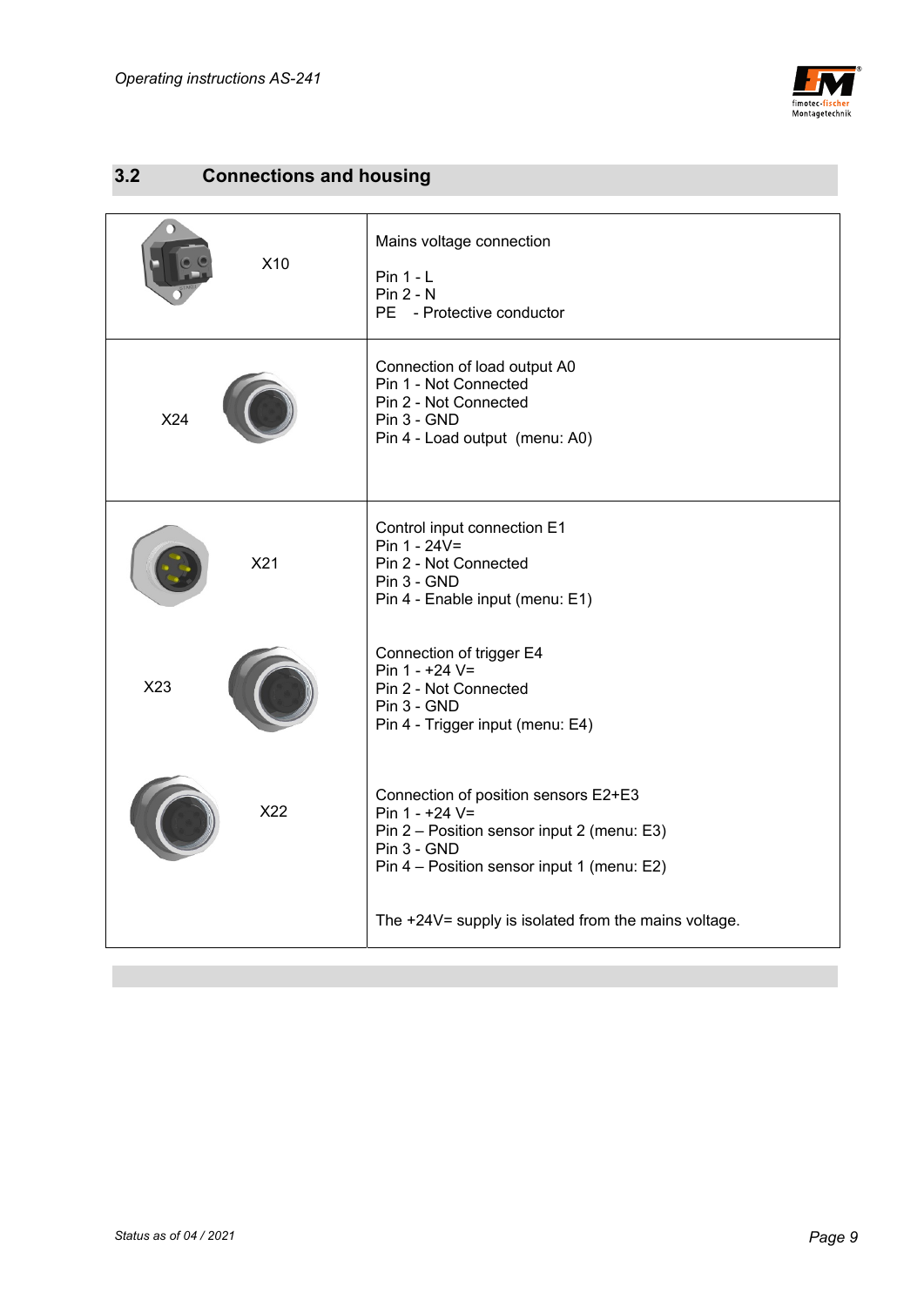## 3.2 Connections and housing

| Connector | Description |
|---|---|
| X10 | Mains voltage connection<br><br>Pin 1 - L<br>Pin 2 - N<br>PE - Protective conductor |
| X24 | Connection of load output A0<br>Pin 1 - Not Connected<br>Pin 2 - Not Connected<br>Pin 3 - GND<br>Pin 4 - Load output (menu: A0) |
| X21 | Control input connection E1<br>Pin 1 - 24V=<br>Pin 2 - Not Connected<br>Pin 3 - GND<br>Pin 4 - Enable input (menu: E1) |
| X23 | Connection of trigger E4<br>Pin 1 - +24 V=<br>Pin 2 - Not Connected<br>Pin 3 - GND<br>Pin 4 - Trigger input (menu: E4) |
| X22 | Connection of position sensors E2+E3<br>Pin 1 - +24 V=<br>Pin 2 – Position sensor input 2 (menu: E3)<br>Pin 3 - GND<br>Pin 4 – Position sensor input 1 (menu: E2)<br><br>The +24V= supply is isolated from the mains voltage. |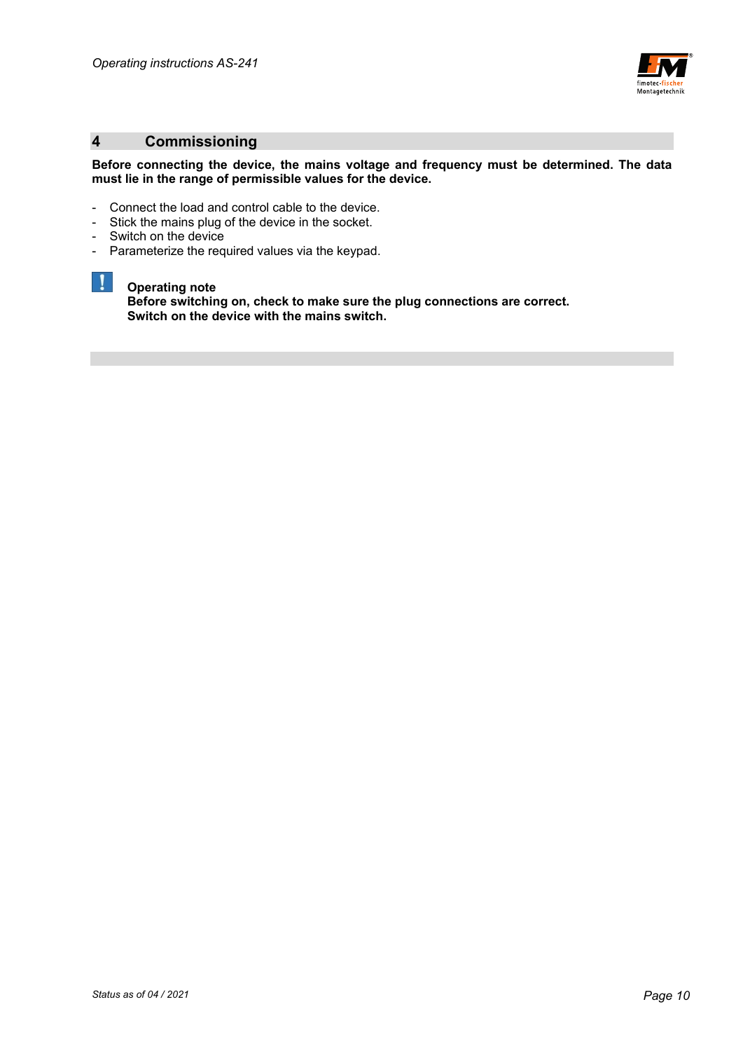# 4 Commissioning

**Before connecting the device, the mains voltage and frequency must be determined. The data must lie in the range of permissible values for the device.**

- Connect the load and control cable to the device.
- Stick the mains plug of the device in the socket.
- Switch on the device
- Parameterize the required values via the keypad.

**Operating note**
**Before switching on, check to make sure the plug connections are correct.**
**Switch on the device with the mains switch.**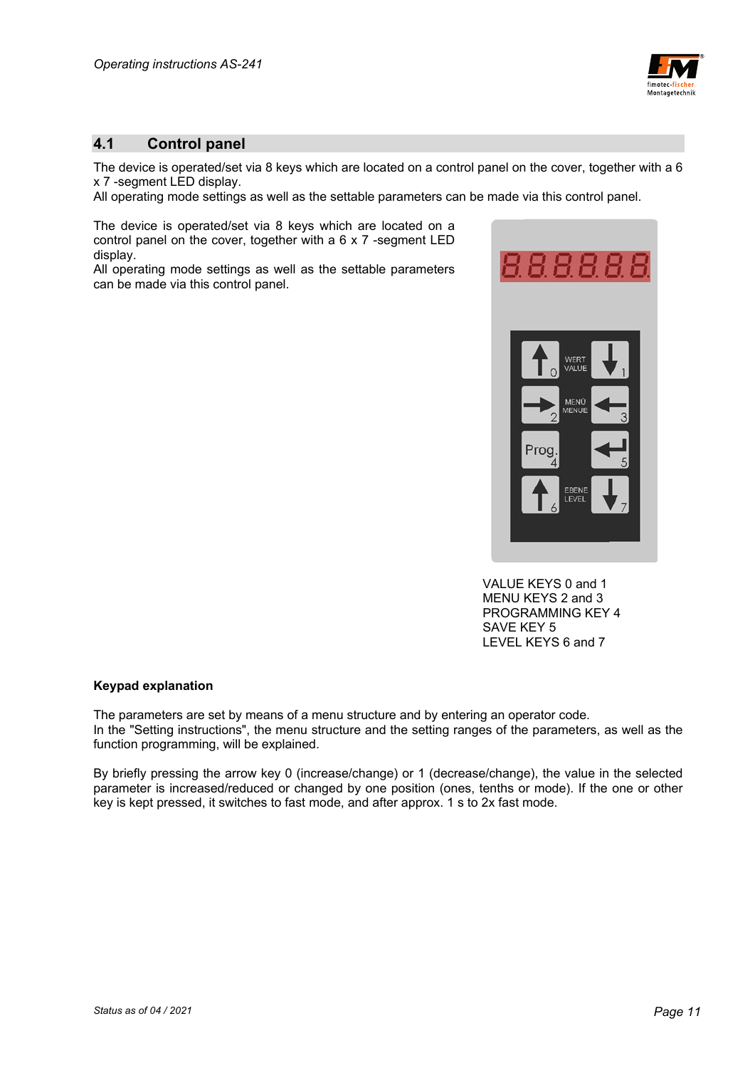## 4.1 Control panel

The device is operated/set via 8 keys which are located on a control panel on the cover, together with a 6 x 7 -segment LED display.
All operating mode settings as well as the settable parameters can be made via this control panel.

The device is operated/set via 8 keys which are located on a control panel on the cover, together with a 6 x 7 -segment LED display.
All operating mode settings as well as the settable parameters can be made via this control panel.

VALUE KEYS 0 and 1
MENU KEYS 2 and 3
PROGRAMMING KEY 4
SAVE KEY 5
LEVEL KEYS 6 and 7

**Keypad explanation**

The parameters are set by means of a menu structure and by entering an operator code.
In the "Setting instructions", the menu structure and the setting ranges of the parameters, as well as the function programming, will be explained.

By briefly pressing the arrow key 0 (increase/change) or 1 (decrease/change), the value in the selected parameter is increased/reduced or changed by one position (ones, tenths or mode). If the one or other key is kept pressed, it switches to fast mode, and after approx. 1 s to 2x fast mode.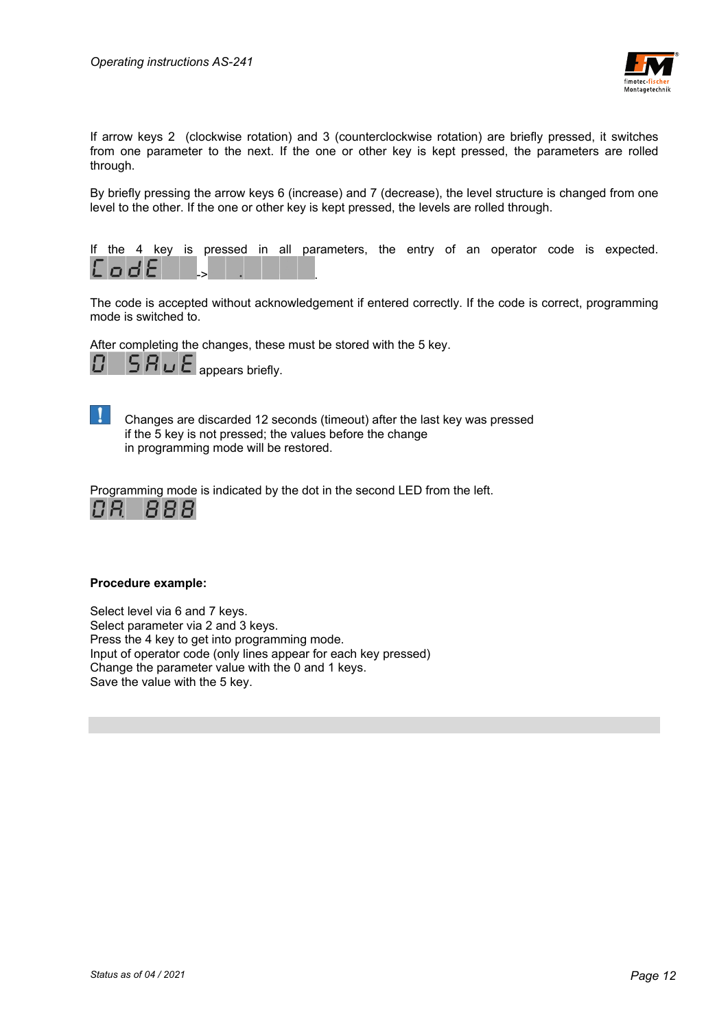If arrow keys 2 (clockwise rotation) and 3 (counterclockwise rotation) are briefly pressed, it switches from one parameter to the next. If the one or other key is kept pressed, the parameters are rolled through.

By briefly pressing the arrow keys 6 (increase) and 7 (decrease), the level structure is changed from one level to the other. If the one or other key is kept pressed, the levels are rolled through.

If the 4 key is pressed in all parameters, the entry of an operator code is expected. CodE -> .

The code is accepted without acknowledgement if entered correctly. If the code is correct, programming mode is switched to.

After completing the changes, these must be stored with the 5 key.

0 SAuE appears briefly.

**!** Changes are discarded 12 seconds (timeout) after the last key was pressed if the 5 key is not pressed; the values before the change in programming mode will be restored.

Programming mode is indicated by the dot in the second LED from the left.

0A. 888

**Procedure example:**

Select level via 6 and 7 keys.
Select parameter via 2 and 3 keys.
Press the 4 key to get into programming mode.
Input of operator code (only lines appear for each key pressed)
Change the parameter value with the 0 and 1 keys.
Save the value with the 5 key.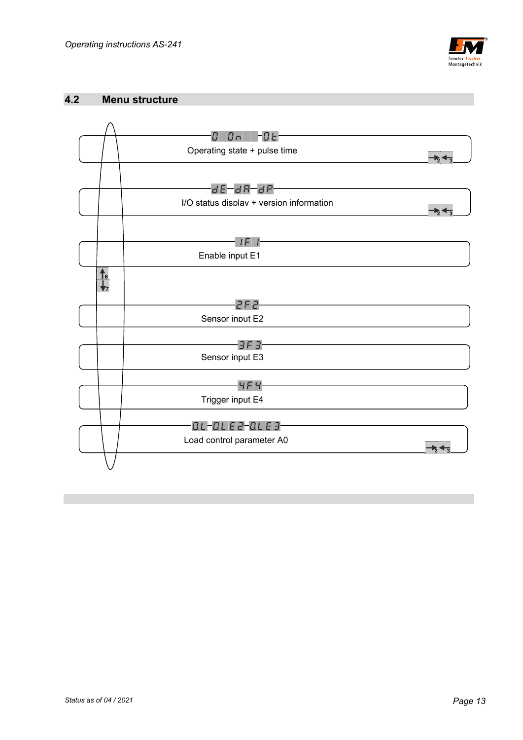## 4.2 Menu structure

0 0n 0t
Operating state + pulse time

dE dA dP
I/O status display + version information

1F 1
Enable input E1

2F2
Sensor input E2

3F3
Sensor input E3

4F4
Trigger input E4

0.L 0.LE2 0.LE3
Load control parameter A0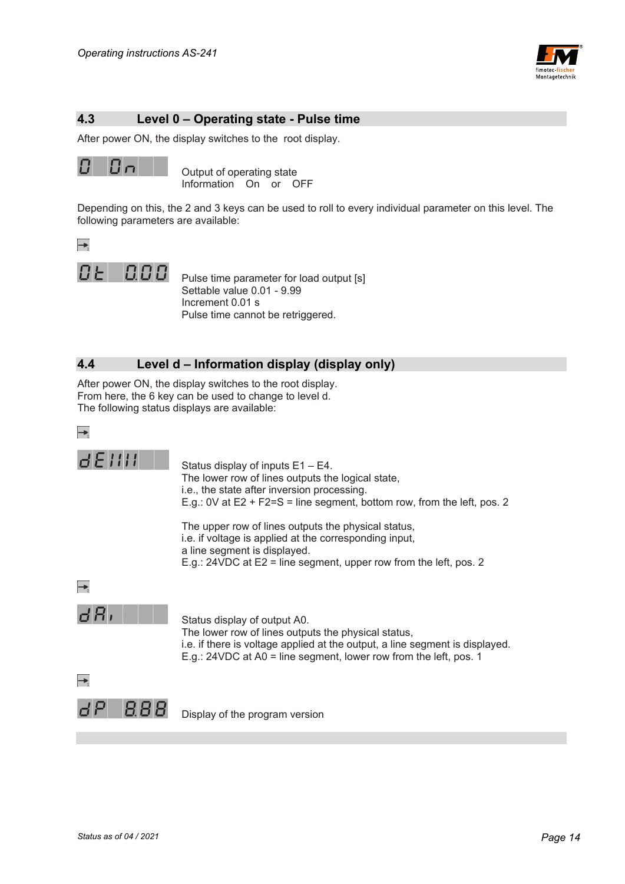## 4.3 Level 0 – Operating state - Pulse time

After power ON, the display switches to the root display.

| 0 On | Output of operating state<br>Information On or OFF |
|---|---|

Depending on this, the 2 and 3 keys can be used to roll to every individual parameter on this level. The following parameters are available:

| 0t 0.00 | Pulse time parameter for load output [s]<br>Settable value 0.01 - 9.99<br>Increment 0.01 s<br>Pulse time cannot be retriggered. |
|---|---|

## 4.4 Level d – Information display (display only)

After power ON, the display switches to the root display.
From here, the 6 key can be used to change to level d.
The following status displays are available:

| dE | Status display of inputs E1 – E4.<br>The lower row of lines outputs the logical state,<br>i.e., the state after inversion processing.<br>E.g.: 0V at E2 + F2=S = line segment, bottom row, from the left, pos. 2<br><br>The upper row of lines outputs the physical status,<br>i.e. if voltage is applied at the corresponding input,<br>a line segment is displayed.<br>E.g.: 24VDC at E2 = line segment, upper row from the left, pos. 2 |
|---|---|
| dA | Status display of output A0.<br>The lower row of lines outputs the physical status,<br>i.e. if there is voltage applied at the output, a line segment is displayed.<br>E.g.: 24VDC at A0 = line segment, lower row from the left, pos. 1 |
| dP 8.8.8 | Display of the program version |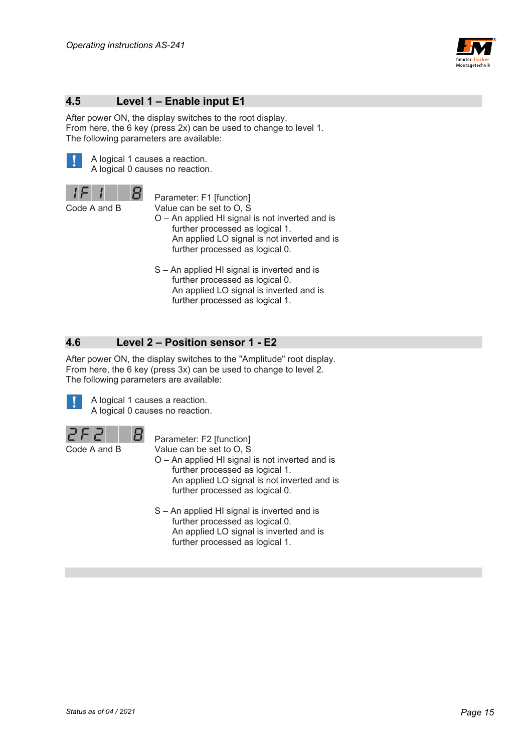## 4.5 Level 1 – Enable input E1

After power ON, the display switches to the root display.
From here, the 6 key (press 2x) can be used to change to level 1.
The following parameters are available:

A logical 1 causes a reaction.
A logical 0 causes no reaction.

1F 1 8
Code A and B

Parameter: F1 [function]
Value can be set to O, S
O – An applied HI signal is not inverted and is further processed as logical 1.
An applied LO signal is not inverted and is further processed as logical 0.

S – An applied HI signal is inverted and is further processed as logical 0.
An applied LO signal is inverted and is further processed as logical 1.

## 4.6 Level 2 – Position sensor 1 - E2

After power ON, the display switches to the "Amplitude" root display.
From here, the 6 key (press 3x) can be used to change to level 2.
The following parameters are available:

A logical 1 causes a reaction.
A logical 0 causes no reaction.

2F2 8
Code A and B

Parameter: F2 [function]
Value can be set to O, S
O – An applied HI signal is not inverted and is further processed as logical 1.
An applied LO signal is not inverted and is further processed as logical 0.

S – An applied HI signal is inverted and is further processed as logical 0.
An applied LO signal is inverted and is further processed as logical 1.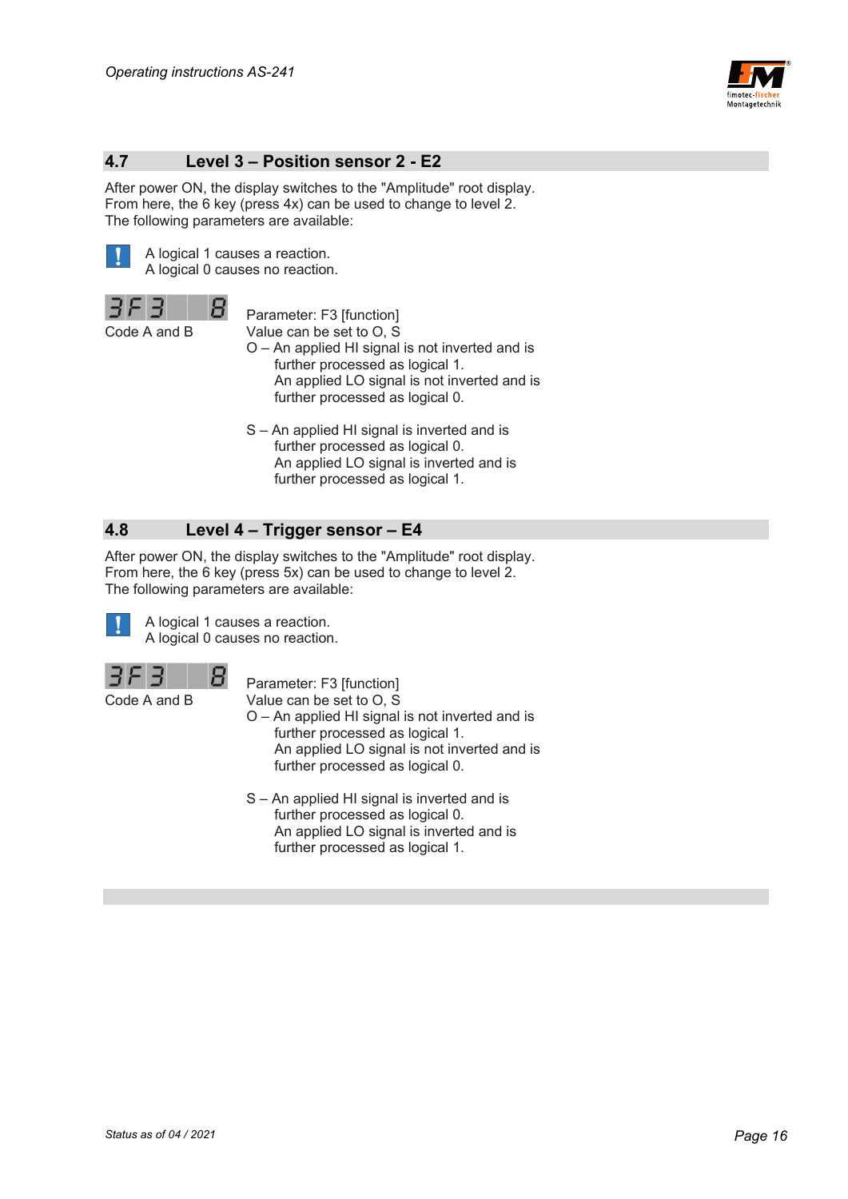## 4.7 Level 3 – Position sensor 2 - E2

After power ON, the display switches to the "Amplitude" root display.
From here, the 6 key (press 4x) can be used to change to level 2.
The following parameters are available:

A logical 1 causes a reaction.
A logical 0 causes no reaction.

3F3 8

Code A and B

Parameter: F3 [function]
Value can be set to O, S

O – An applied HI signal is not inverted and is further processed as logical 1.
An applied LO signal is not inverted and is further processed as logical 0.

S – An applied HI signal is inverted and is further processed as logical 0.
An applied LO signal is inverted and is further processed as logical 1.

## 4.8 Level 4 – Trigger sensor – E4

After power ON, the display switches to the "Amplitude" root display.
From here, the 6 key (press 5x) can be used to change to level 2.
The following parameters are available:

A logical 1 causes a reaction.
A logical 0 causes no reaction.

3F3 8

Code A and B

Parameter: F3 [function]
Value can be set to O, S

O – An applied HI signal is not inverted and is further processed as logical 1.
An applied LO signal is not inverted and is further processed as logical 0.

S – An applied HI signal is inverted and is further processed as logical 0.
An applied LO signal is inverted and is further processed as logical 1.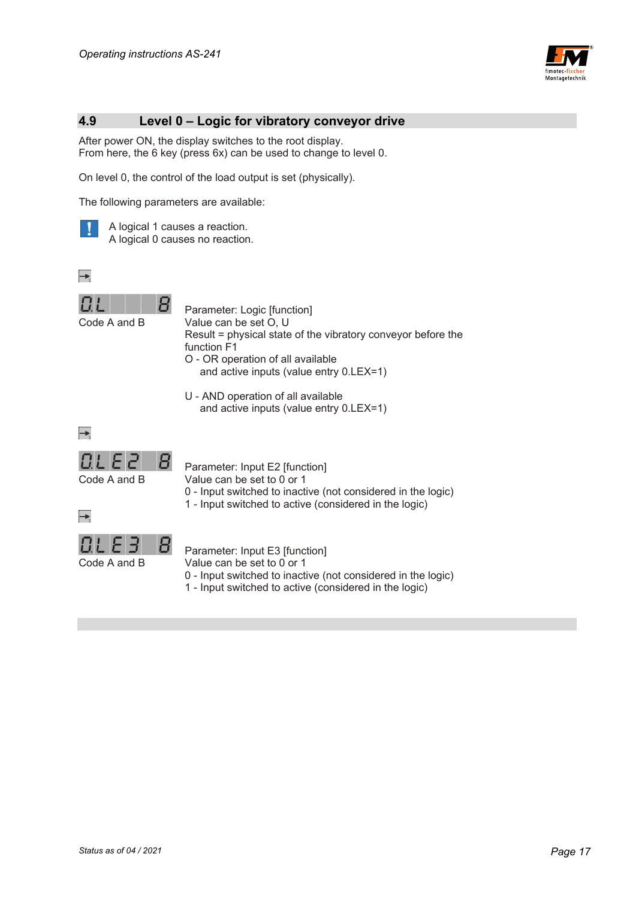## 4.9 Level 0 – Logic for vibratory conveyor drive

After power ON, the display switches to the root display.
From here, the 6 key (press 6x) can be used to change to level 0.

On level 0, the control of the load output is set (physically).

The following parameters are available:

A logical 1 causes a reaction.
A logical 0 causes no reaction.

**0.L** 8
Code A and B

Parameter: Logic [function]
Value can be set O, U
Result = physical state of the vibratory conveyor before the function F1
O - OR operation of all available and active inputs (value entry 0.LEX=1)

U - AND operation of all available and active inputs (value entry 0.LEX=1)

**0.LE2** 8
Code A and B

Parameter: Input E2 [function]
Value can be set to 0 or 1
0 - Input switched to inactive (not considered in the logic)
1 - Input switched to active (considered in the logic)

**0.LE3** 8
Code A and B

Parameter: Input E3 [function]
Value can be set to 0 or 1
0 - Input switched to inactive (not considered in the logic)
1 - Input switched to active (considered in the logic)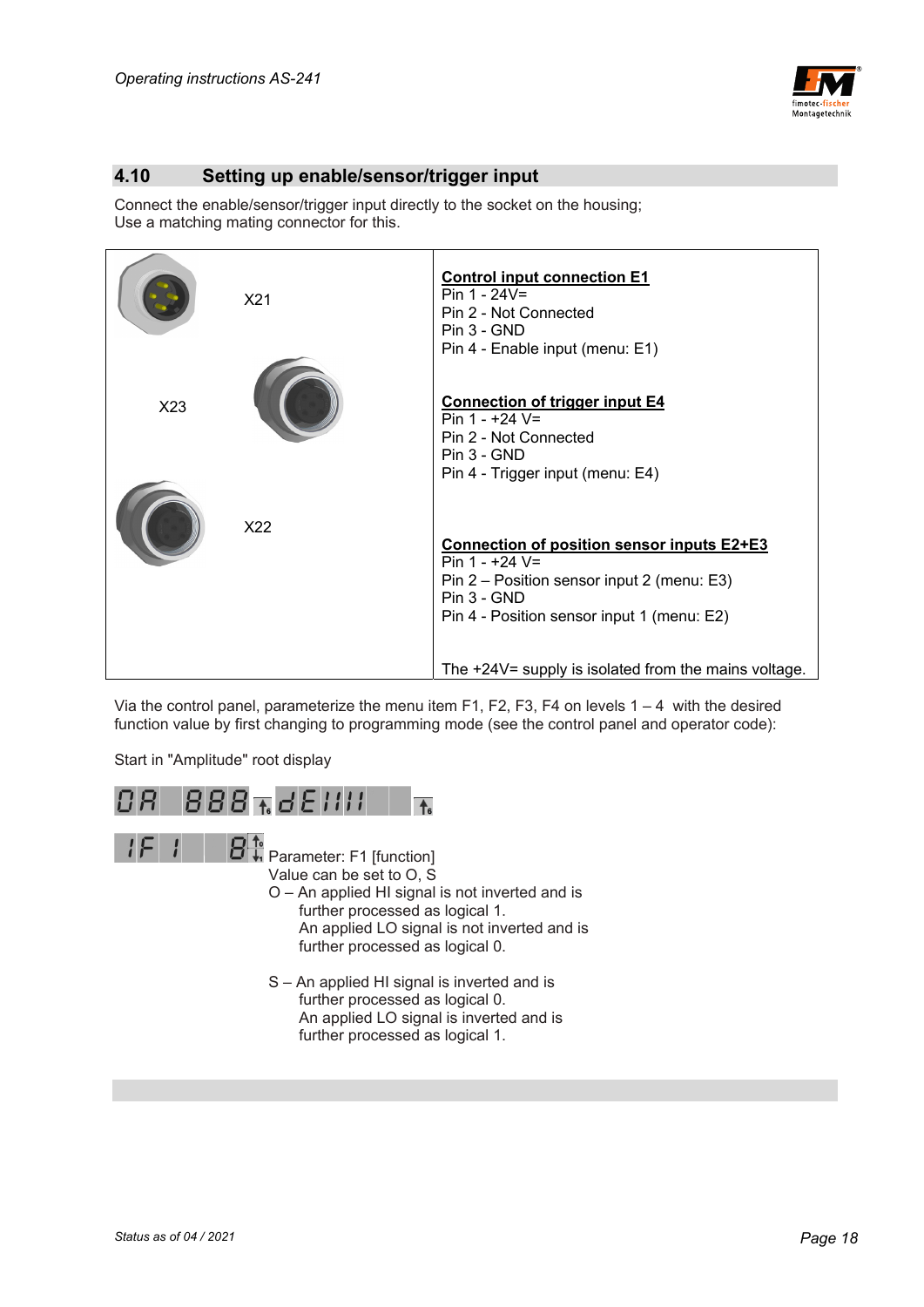## 4.10 Setting up enable/sensor/trigger input

Connect the enable/sensor/trigger input directly to the socket on the housing;
Use a matching mating connector for this.

| | |
|---|---|
| X21 | **Control input connection E1**<br>Pin 1 - 24V=<br>Pin 2 - Not Connected<br>Pin 3 - GND<br>Pin 4 - Enable input (menu: E1) |
| X23 | **Connection of trigger input E4**<br>Pin 1 - +24 V=<br>Pin 2 - Not Connected<br>Pin 3 - GND<br>Pin 4 - Trigger input (menu: E4) |
| X22 | **Connection of position sensor inputs E2+E3**<br>Pin 1 - +24 V=<br>Pin 2 – Position sensor input 2 (menu: E3)<br>Pin 3 - GND<br>Pin 4 - Position sensor input 1 (menu: E2)<br><br>The +24V= supply is isolated from the mains voltage. |

Via the control panel, parameterize the menu item F1, F2, F3, F4 on levels 1 – 4 with the desired function value by first changing to programming mode (see the control panel and operator code):

Start in "Amplitude" root display

0A 888 dE1111

1F 1 8 Parameter: F1 [function]
Value can be set to O, S

O – An applied HI signal is not inverted and is further processed as logical 1.
An applied LO signal is not inverted and is further processed as logical 0.

S – An applied HI signal is inverted and is further processed as logical 0.
An applied LO signal is inverted and is further processed as logical 1.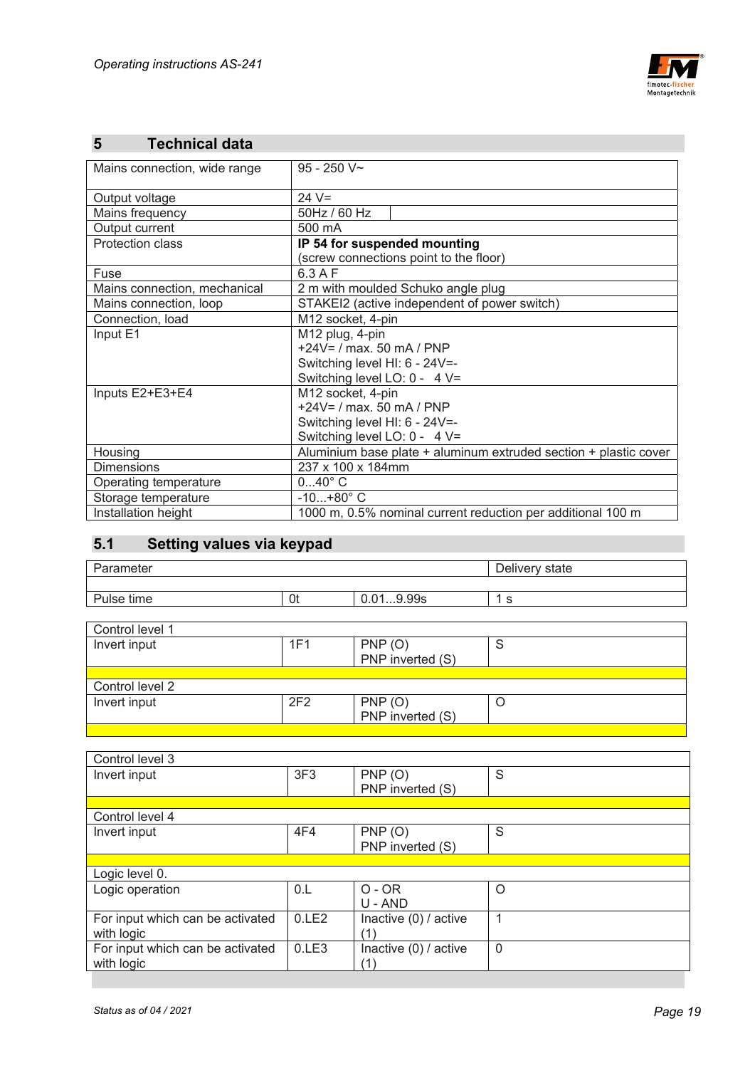## 5 Technical data

| | |
|---|---|
| Mains connection, wide range | 95 - 250 V~ |
| Output voltage | 24 V= |
| Mains frequency | 50Hz / 60 Hz |
| Output current | 500 mA |
| Protection class | **IP 54 for suspended mounting**<br>(screw connections point to the floor) |
| Fuse | 6.3 A F |
| Mains connection, mechanical | 2 m with moulded Schuko angle plug |
| Mains connection, loop | STAKEI2 (active independent of power switch) |
| Connection, load | M12 socket, 4-pin |
| Input E1 | M12 plug, 4-pin<br>+24V= / max. 50 mA / PNP<br>Switching level HI: 6 - 24V=-<br>Switching level LO: 0 - 4 V= |
| Inputs E2+E3+E4 | M12 socket, 4-pin<br>+24V= / max. 50 mA / PNP<br>Switching level HI: 6 - 24V=-<br>Switching level LO: 0 - 4 V= |
| Housing | Aluminium base plate + aluminum extruded section + plastic cover |
| Dimensions | 237 x 100 x 184mm |
| Operating temperature | 0...40° C |
| Storage temperature | -10...+80° C |
| Installation height | 1000 m, 0.5% nominal current reduction per additional 100 m |

## 5.1 Setting values via keypad

| Parameter | | | Delivery state |
|---|---|---|---|
| Pulse time | 0t | 0.01...9.99s | 1 s |

| Control level 1 | | | |
|---|---|---|---|
| Invert input | 1F1 | PNP (O)<br>PNP inverted (S) | S |
| **Control level 2** | | | |
| Invert input | 2F2 | PNP (O)<br>PNP inverted (S) | O |

| Control level 3 | | | |
|---|---|---|---|
| Invert input | 3F3 | PNP (O)<br>PNP inverted (S) | S |
| **Control level 4** | | | |
| Invert input | 4F4 | PNP (O)<br>PNP inverted (S) | S |
| **Logic level 0.** | | | |
| Logic operation | 0.L | O - OR<br>U - AND | O |
| For input which can be activated with logic | 0.LE2 | Inactive (0) / active (1) | 1 |
| For input which can be activated with logic | 0.LE3 | Inactive (0) / active (1) | 0 |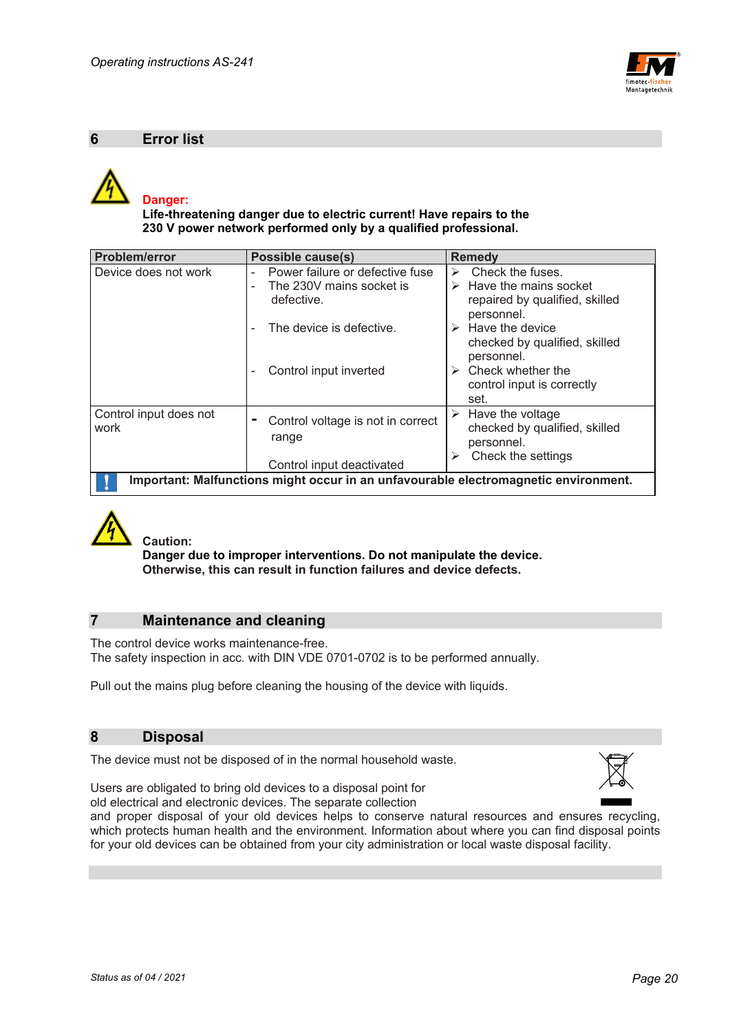## 6 Error list

**Danger:**
**Life-threatening danger due to electric current! Have repairs to the 230 V power network performed only by a qualified professional.**

| Problem/error | Possible cause(s) | Remedy |
|---|---|---|
| Device does not work | - Power failure or defective fuse<br>- The 230V mains socket is defective.<br>- The device is defective.<br>- Control input inverted | ➢ Check the fuses.<br>➢ Have the mains socket repaired by qualified, skilled personnel.<br>➢ Have the device checked by qualified, skilled personnel.<br>➢ Check whether the control input is correctly set. |
| Control input does not work | - Control voltage is not in correct range<br>Control input deactivated | ➢ Have the voltage checked by qualified, skilled personnel.<br>➢ Check the settings |
| **Important: Malfunctions might occur in an unfavourable electromagnetic environment.** | | |

**Caution:**
**Danger due to improper interventions. Do not manipulate the device. Otherwise, this can result in function failures and device defects.**

## 7 Maintenance and cleaning

The control device works maintenance-free.
The safety inspection in acc. with DIN VDE 0701-0702 is to be performed annually.

Pull out the mains plug before cleaning the housing of the device with liquids.

## 8 Disposal

The device must not be disposed of in the normal household waste.

Users are obligated to bring old devices to a disposal point for old electrical and electronic devices. The separate collection and proper disposal of your old devices helps to conserve natural resources and ensures recycling, which protects human health and the environment. Information about where you can find disposal points for your old devices can be obtained from your city administration or local waste disposal facility.

Status as of 04 / 2021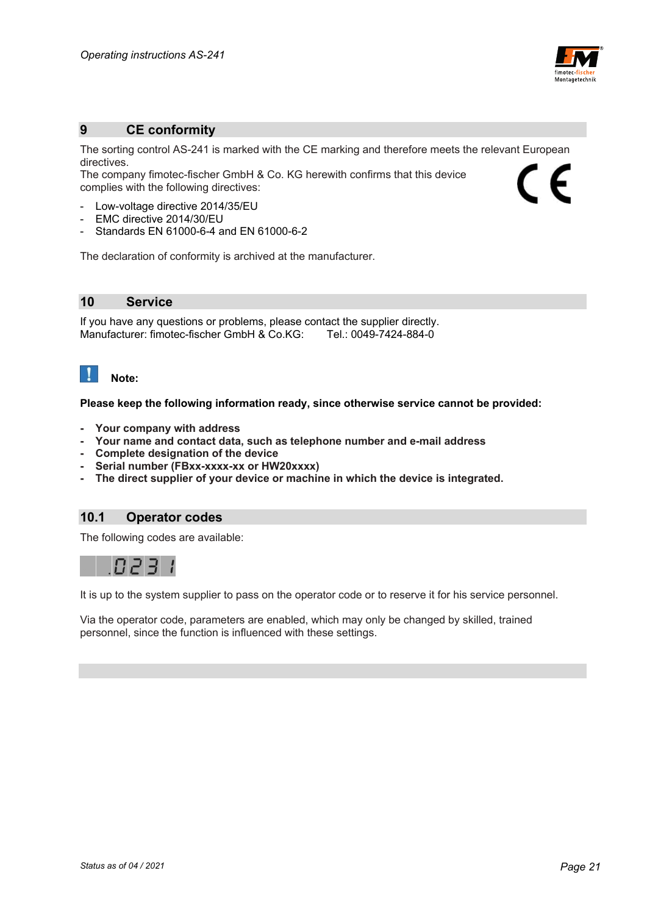## 9 CE conformity

The sorting control AS-241 is marked with the CE marking and therefore meets the relevant European directives.
The company fimotec-fischer GmbH & Co. KG herewith confirms that this device complies with the following directives:

- Low-voltage directive 2014/35/EU
- EMC directive 2014/30/EU
- Standards EN 61000-6-4 and EN 61000-6-2

The declaration of conformity is archived at the manufacturer.

## 10 Service

If you have any questions or problems, please contact the supplier directly.
Manufacturer: fimotec-fischer GmbH & Co.KG: Tel.: 0049-7424-884-0

**Note:**

**Please keep the following information ready, since otherwise service cannot be provided:**

- **Your company with address**
- **Your name and contact data, such as telephone number and e-mail address**
- **Complete designation of the device**
- **Serial number (FBxx-xxxx-xx or HW20xxxx)**
- **The direct supplier of your device or machine in which the device is integrated.**

### 10.1 Operator codes

The following codes are available:

.0231

It is up to the system supplier to pass on the operator code or to reserve it for his service personnel.

Via the operator code, parameters are enabled, which may only be changed by skilled, trained personnel, since the function is influenced with these settings.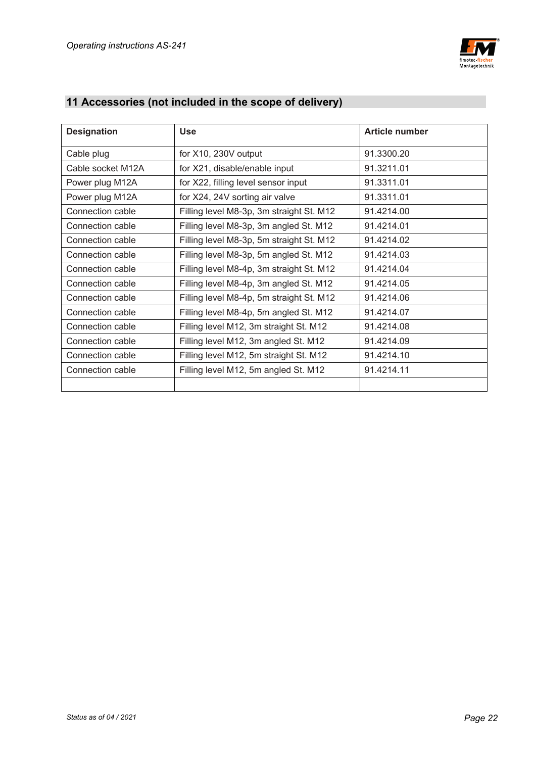## 11 Accessories (not included in the scope of delivery)

| Designation | Use | Article number |
|---|---|---|
| Cable plug | for X10, 230V output | 91.3300.20 |
| Cable socket M12A | for X21, disable/enable input | 91.3211.01 |
| Power plug M12A | for X22, filling level sensor input | 91.3311.01 |
| Power plug M12A | for X24, 24V sorting air valve | 91.3311.01 |
| Connection cable | Filling level M8-3p, 3m straight St. M12 | 91.4214.00 |
| Connection cable | Filling level M8-3p, 3m angled St. M12 | 91.4214.01 |
| Connection cable | Filling level M8-3p, 5m straight St. M12 | 91.4214.02 |
| Connection cable | Filling level M8-3p, 5m angled St. M12 | 91.4214.03 |
| Connection cable | Filling level M8-4p, 3m straight St. M12 | 91.4214.04 |
| Connection cable | Filling level M8-4p, 3m angled St. M12 | 91.4214.05 |
| Connection cable | Filling level M8-4p, 5m straight St. M12 | 91.4214.06 |
| Connection cable | Filling level M8-4p, 5m angled St. M12 | 91.4214.07 |
| Connection cable | Filling level M12, 3m straight St. M12 | 91.4214.08 |
| Connection cable | Filling level M12, 3m angled St. M12 | 91.4214.09 |
| Connection cable | Filling level M12, 5m straight St. M12 | 91.4214.10 |
| Connection cable | Filling level M12, 5m angled St. M12 | 91.4214.11 |
| | | |

*Status as of 04 / 2021*